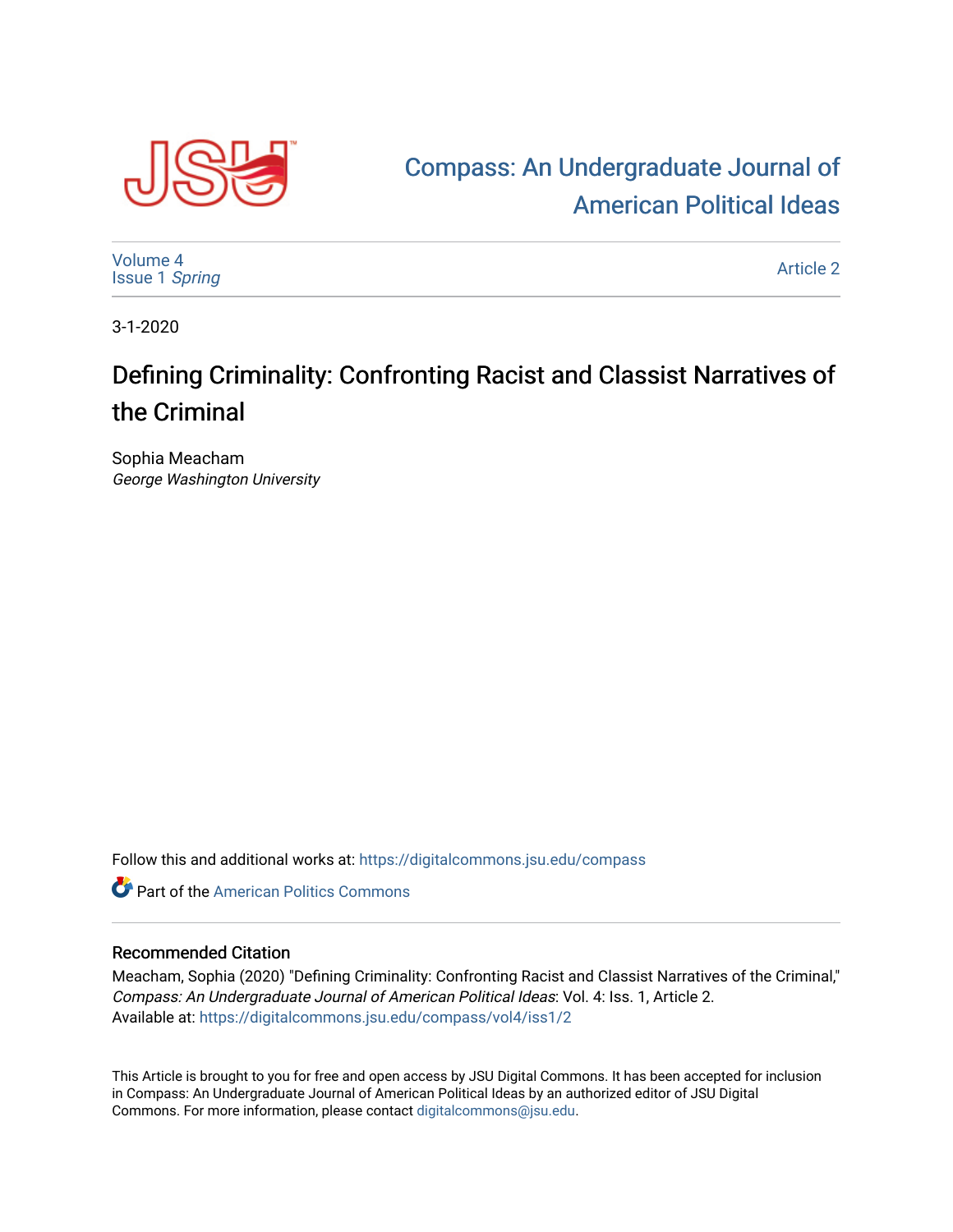Compass: An Undergraduate Journal of American Political Ideas

Volume 4
Issue 1 *Spring*

Article 2

3-1-2020

# Defining Criminality: Confronting Racist and Classist Narratives of the Criminal

Sophia Meacham
*George Washington University*

Follow this and additional works at: https://digitalcommons.jsu.edu/compass

Part of the American Politics Commons

## Recommended Citation

Meacham, Sophia (2020) "Defining Criminality: Confronting Racist and Classist Narratives of the Criminal," *Compass: An Undergraduate Journal of American Political Ideas*: Vol. 4: Iss. 1, Article 2.
Available at: https://digitalcommons.jsu.edu/compass/vol4/iss1/2

This Article is brought to you for free and open access by JSU Digital Commons. It has been accepted for inclusion in Compass: An Undergraduate Journal of American Political Ideas by an authorized editor of JSU Digital Commons. For more information, please contact digitalcommons@jsu.edu.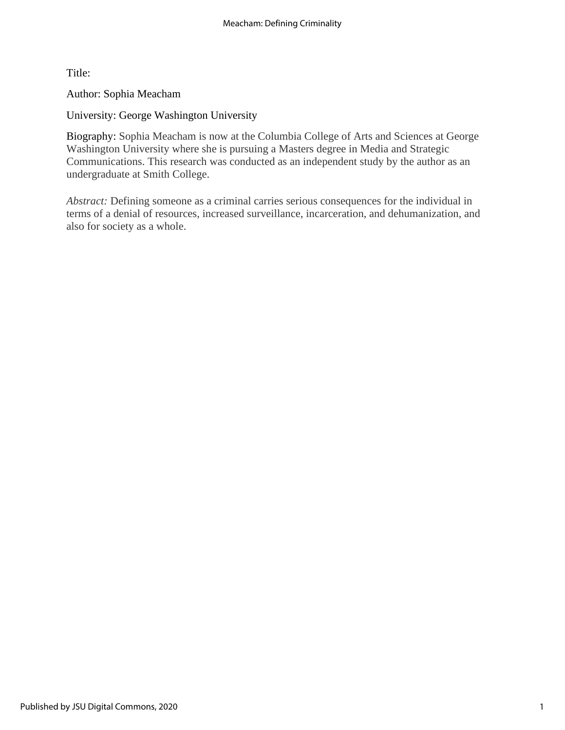Title:

Author: Sophia Meacham

University: George Washington University

Biography: Sophia Meacham is now at the Columbia College of Arts and Sciences at George Washington University where she is pursuing a Masters degree in Media and Strategic Communications. This research was conducted as an independent study by the author as an undergraduate at Smith College.

*Abstract:* Defining someone as a criminal carries serious consequences for the individual in terms of a denial of resources, increased surveillance, incarceration, and dehumanization, and also for society as a whole.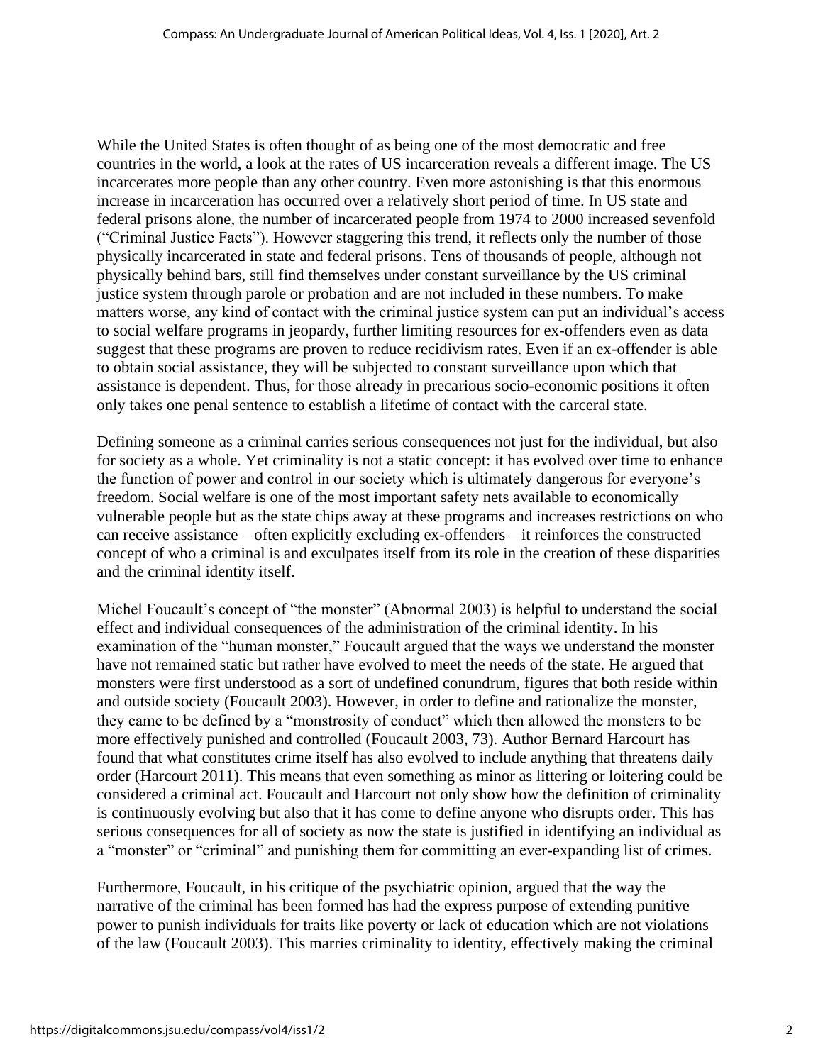While the United States is often thought of as being one of the most democratic and free countries in the world, a look at the rates of US incarceration reveals a different image. The US incarcerates more people than any other country. Even more astonishing is that this enormous increase in incarceration has occurred over a relatively short period of time. In US state and federal prisons alone, the number of incarcerated people from 1974 to 2000 increased sevenfold ("Criminal Justice Facts"). However staggering this trend, it reflects only the number of those physically incarcerated in state and federal prisons. Tens of thousands of people, although not physically behind bars, still find themselves under constant surveillance by the US criminal justice system through parole or probation and are not included in these numbers. To make matters worse, any kind of contact with the criminal justice system can put an individual's access to social welfare programs in jeopardy, further limiting resources for ex-offenders even as data suggest that these programs are proven to reduce recidivism rates. Even if an ex-offender is able to obtain social assistance, they will be subjected to constant surveillance upon which that assistance is dependent. Thus, for those already in precarious socio-economic positions it often only takes one penal sentence to establish a lifetime of contact with the carceral state.

Defining someone as a criminal carries serious consequences not just for the individual, but also for society as a whole. Yet criminality is not a static concept: it has evolved over time to enhance the function of power and control in our society which is ultimately dangerous for everyone's freedom. Social welfare is one of the most important safety nets available to economically vulnerable people but as the state chips away at these programs and increases restrictions on who can receive assistance – often explicitly excluding ex-offenders – it reinforces the constructed concept of who a criminal is and exculpates itself from its role in the creation of these disparities and the criminal identity itself.

Michel Foucault's concept of "the monster" (Abnormal 2003) is helpful to understand the social effect and individual consequences of the administration of the criminal identity. In his examination of the "human monster," Foucault argued that the ways we understand the monster have not remained static but rather have evolved to meet the needs of the state. He argued that monsters were first understood as a sort of undefined conundrum, figures that both reside within and outside society (Foucault 2003). However, in order to define and rationalize the monster, they came to be defined by a "monstrosity of conduct" which then allowed the monsters to be more effectively punished and controlled (Foucault 2003, 73). Author Bernard Harcourt has found that what constitutes crime itself has also evolved to include anything that threatens daily order (Harcourt 2011). This means that even something as minor as littering or loitering could be considered a criminal act. Foucault and Harcourt not only show how the definition of criminality is continuously evolving but also that it has come to define anyone who disrupts order. This has serious consequences for all of society as now the state is justified in identifying an individual as a "monster" or "criminal" and punishing them for committing an ever-expanding list of crimes.

Furthermore, Foucault, in his critique of the psychiatric opinion, argued that the way the narrative of the criminal has been formed has had the express purpose of extending punitive power to punish individuals for traits like poverty or lack of education which are not violations of the law (Foucault 2003). This marries criminality to identity, effectively making the criminal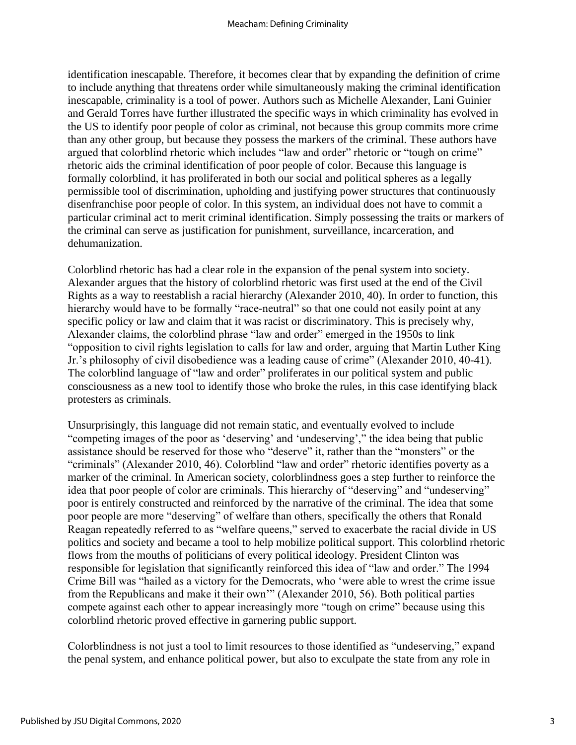identification inescapable. Therefore, it becomes clear that by expanding the definition of crime to include anything that threatens order while simultaneously making the criminal identification inescapable, criminality is a tool of power. Authors such as Michelle Alexander, Lani Guinier and Gerald Torres have further illustrated the specific ways in which criminality has evolved in the US to identify poor people of color as criminal, not because this group commits more crime than any other group, but because they possess the markers of the criminal. These authors have argued that colorblind rhetoric which includes "law and order" rhetoric or "tough on crime" rhetoric aids the criminal identification of poor people of color. Because this language is formally colorblind, it has proliferated in both our social and political spheres as a legally permissible tool of discrimination, upholding and justifying power structures that continuously disenfranchise poor people of color. In this system, an individual does not have to commit a particular criminal act to merit criminal identification. Simply possessing the traits or markers of the criminal can serve as justification for punishment, surveillance, incarceration, and dehumanization.

Colorblind rhetoric has had a clear role in the expansion of the penal system into society. Alexander argues that the history of colorblind rhetoric was first used at the end of the Civil Rights as a way to reestablish a racial hierarchy (Alexander 2010, 40). In order to function, this hierarchy would have to be formally "race-neutral" so that one could not easily point at any specific policy or law and claim that it was racist or discriminatory. This is precisely why, Alexander claims, the colorblind phrase "law and order" emerged in the 1950s to link "opposition to civil rights legislation to calls for law and order, arguing that Martin Luther King Jr.'s philosophy of civil disobedience was a leading cause of crime" (Alexander 2010, 40-41). The colorblind language of "law and order" proliferates in our political system and public consciousness as a new tool to identify those who broke the rules, in this case identifying black protesters as criminals.

Unsurprisingly, this language did not remain static, and eventually evolved to include "competing images of the poor as 'deserving' and 'undeserving'," the idea being that public assistance should be reserved for those who "deserve" it, rather than the "monsters" or the "criminals" (Alexander 2010, 46). Colorblind "law and order" rhetoric identifies poverty as a marker of the criminal. In American society, colorblindness goes a step further to reinforce the idea that poor people of color are criminals. This hierarchy of "deserving" and "undeserving" poor is entirely constructed and reinforced by the narrative of the criminal. The idea that some poor people are more "deserving" of welfare than others, specifically the others that Ronald Reagan repeatedly referred to as "welfare queens," served to exacerbate the racial divide in US politics and society and became a tool to help mobilize political support. This colorblind rhetoric flows from the mouths of politicians of every political ideology. President Clinton was responsible for legislation that significantly reinforced this idea of "law and order." The 1994 Crime Bill was "hailed as a victory for the Democrats, who 'were able to wrest the crime issue from the Republicans and make it their own'" (Alexander 2010, 56). Both political parties compete against each other to appear increasingly more "tough on crime" because using this colorblind rhetoric proved effective in garnering public support.

Colorblindness is not just a tool to limit resources to those identified as "undeserving," expand the penal system, and enhance political power, but also to exculpate the state from any role in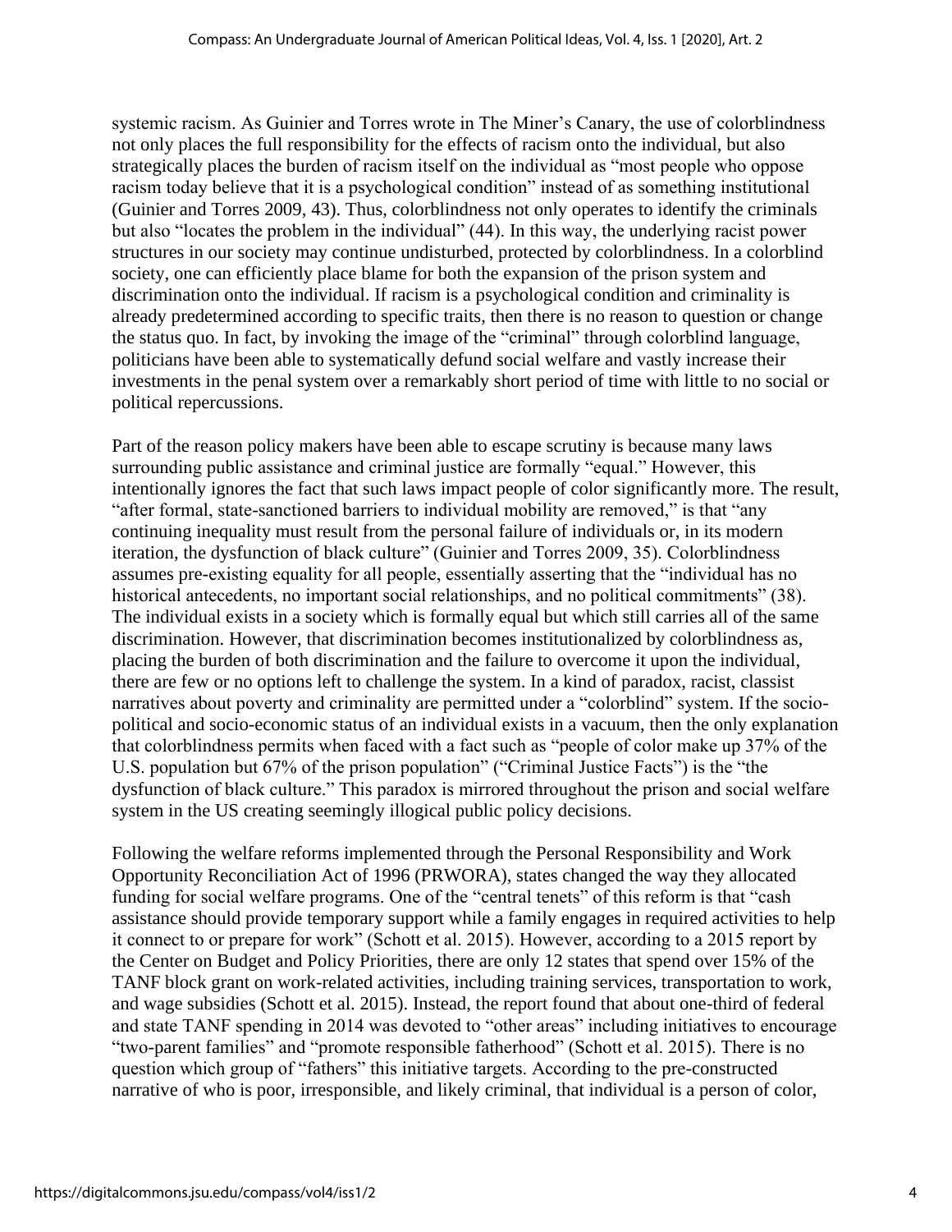systemic racism. As Guinier and Torres wrote in The Miner's Canary, the use of colorblindness not only places the full responsibility for the effects of racism onto the individual, but also strategically places the burden of racism itself on the individual as "most people who oppose racism today believe that it is a psychological condition" instead of as something institutional (Guinier and Torres 2009, 43). Thus, colorblindness not only operates to identify the criminals but also "locates the problem in the individual" (44). In this way, the underlying racist power structures in our society may continue undisturbed, protected by colorblindness. In a colorblind society, one can efficiently place blame for both the expansion of the prison system and discrimination onto the individual. If racism is a psychological condition and criminality is already predetermined according to specific traits, then there is no reason to question or change the status quo. In fact, by invoking the image of the "criminal" through colorblind language, politicians have been able to systematically defund social welfare and vastly increase their investments in the penal system over a remarkably short period of time with little to no social or political repercussions.

Part of the reason policy makers have been able to escape scrutiny is because many laws surrounding public assistance and criminal justice are formally "equal." However, this intentionally ignores the fact that such laws impact people of color significantly more. The result, "after formal, state-sanctioned barriers to individual mobility are removed," is that "any continuing inequality must result from the personal failure of individuals or, in its modern iteration, the dysfunction of black culture" (Guinier and Torres 2009, 35). Colorblindness assumes pre-existing equality for all people, essentially asserting that the "individual has no historical antecedents, no important social relationships, and no political commitments" (38). The individual exists in a society which is formally equal but which still carries all of the same discrimination. However, that discrimination becomes institutionalized by colorblindness as, placing the burden of both discrimination and the failure to overcome it upon the individual, there are few or no options left to challenge the system. In a kind of paradox, racist, classist narratives about poverty and criminality are permitted under a "colorblind" system. If the socio-political and socio-economic status of an individual exists in a vacuum, then the only explanation that colorblindness permits when faced with a fact such as "people of color make up 37% of the U.S. population but 67% of the prison population" ("Criminal Justice Facts") is the "the dysfunction of black culture." This paradox is mirrored throughout the prison and social welfare system in the US creating seemingly illogical public policy decisions.

Following the welfare reforms implemented through the Personal Responsibility and Work Opportunity Reconciliation Act of 1996 (PRWORA), states changed the way they allocated funding for social welfare programs. One of the "central tenets" of this reform is that "cash assistance should provide temporary support while a family engages in required activities to help it connect to or prepare for work" (Schott et al. 2015). However, according to a 2015 report by the Center on Budget and Policy Priorities, there are only 12 states that spend over 15% of the TANF block grant on work-related activities, including training services, transportation to work, and wage subsidies (Schott et al. 2015). Instead, the report found that about one-third of federal and state TANF spending in 2014 was devoted to "other areas" including initiatives to encourage "two-parent families" and "promote responsible fatherhood" (Schott et al. 2015). There is no question which group of "fathers" this initiative targets. According to the pre-constructed narrative of who is poor, irresponsible, and likely criminal, that individual is a person of color,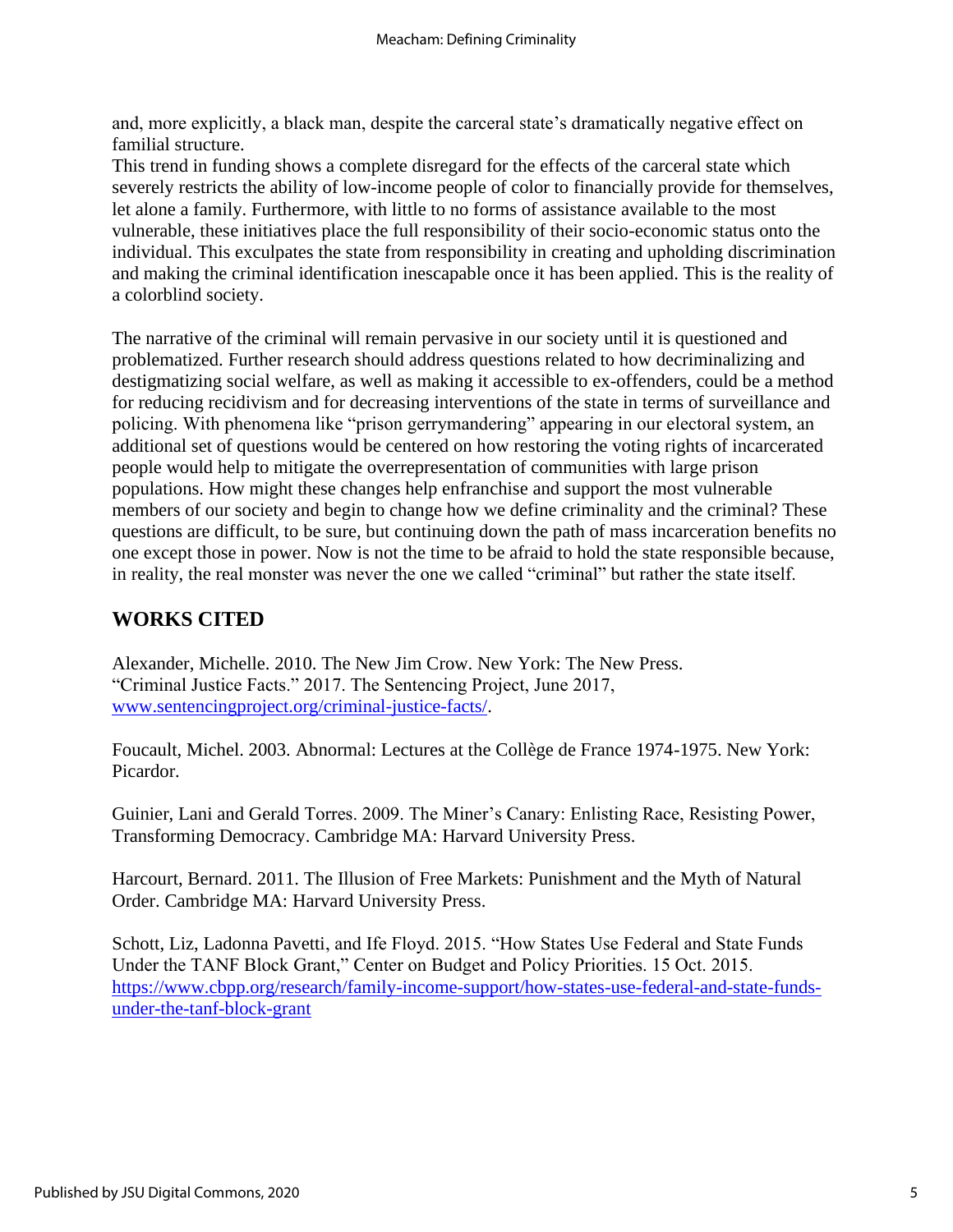and, more explicitly, a black man, despite the carceral state's dramatically negative effect on familial structure.

This trend in funding shows a complete disregard for the effects of the carceral state which severely restricts the ability of low-income people of color to financially provide for themselves, let alone a family. Furthermore, with little to no forms of assistance available to the most vulnerable, these initiatives place the full responsibility of their socio-economic status onto the individual. This exculpates the state from responsibility in creating and upholding discrimination and making the criminal identification inescapable once it has been applied. This is the reality of a colorblind society.

The narrative of the criminal will remain pervasive in our society until it is questioned and problematized. Further research should address questions related to how decriminalizing and destigmatizing social welfare, as well as making it accessible to ex-offenders, could be a method for reducing recidivism and for decreasing interventions of the state in terms of surveillance and policing. With phenomena like "prison gerrymandering" appearing in our electoral system, an additional set of questions would be centered on how restoring the voting rights of incarcerated people would help to mitigate the overrepresentation of communities with large prison populations. How might these changes help enfranchise and support the most vulnerable members of our society and begin to change how we define criminality and the criminal? These questions are difficult, to be sure, but continuing down the path of mass incarceration benefits no one except those in power. Now is not the time to be afraid to hold the state responsible because, in reality, the real monster was never the one we called "criminal" but rather the state itself.

## WORKS CITED

Alexander, Michelle. 2010. The New Jim Crow. New York: The New Press.

"Criminal Justice Facts." 2017. The Sentencing Project, June 2017, www.sentencingproject.org/criminal-justice-facts/.

Foucault, Michel. 2003. Abnormal: Lectures at the Collège de France 1974-1975. New York: Picardor.

Guinier, Lani and Gerald Torres. 2009. The Miner's Canary: Enlisting Race, Resisting Power, Transforming Democracy. Cambridge MA: Harvard University Press.

Harcourt, Bernard. 2011. The Illusion of Free Markets: Punishment and the Myth of Natural Order. Cambridge MA: Harvard University Press.

Schott, Liz, Ladonna Pavetti, and Ife Floyd. 2015. "How States Use Federal and State Funds Under the TANF Block Grant," Center on Budget and Policy Priorities. 15 Oct. 2015. https://www.cbpp.org/research/family-income-support/how-states-use-federal-and-state-funds-under-the-tanf-block-grant